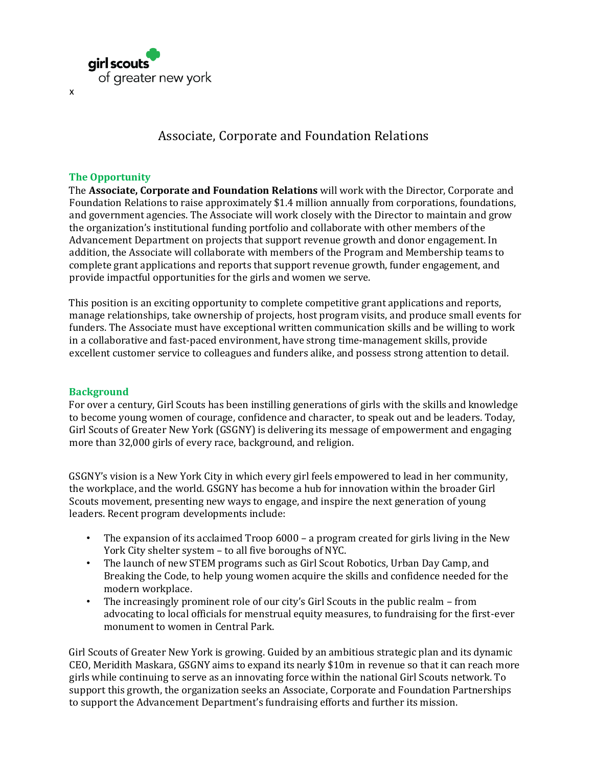girl scouts
of greater new york

x

# Associate, Corporate and Foundation Relations

## The Opportunity

The **Associate, Corporate and Foundation Relations** will work with the Director, Corporate and Foundation Relations to raise approximately $1.4 million annually from corporations, foundations, and government agencies. The Associate will work closely with the Director to maintain and grow the organization's institutional funding portfolio and collaborate with other members of the Advancement Department on projects that support revenue growth and donor engagement. In addition, the Associate will collaborate with members of the Program and Membership teams to complete grant applications and reports that support revenue growth, funder engagement, and provide impactful opportunities for the girls and women we serve.

This position is an exciting opportunity to complete competitive grant applications and reports, manage relationships, take ownership of projects, host program visits, and produce small events for funders. The Associate must have exceptional written communication skills and be willing to work in a collaborative and fast-paced environment, have strong time-management skills, provide excellent customer service to colleagues and funders alike, and possess strong attention to detail.

## Background

For over a century, Girl Scouts has been instilling generations of girls with the skills and knowledge to become young women of courage, confidence and character, to speak out and be leaders. Today, Girl Scouts of Greater New York (GSGNY) is delivering its message of empowerment and engaging more than 32,000 girls of every race, background, and religion.

GSGNY's vision is a New York City in which every girl feels empowered to lead in her community, the workplace, and the world. GSGNY has become a hub for innovation within the broader Girl Scouts movement, presenting new ways to engage, and inspire the next generation of young leaders. Recent program developments include:

- The expansion of its acclaimed Troop 6000 – a program created for girls living in the New York City shelter system – to all five boroughs of NYC.
- The launch of new STEM programs such as Girl Scout Robotics, Urban Day Camp, and Breaking the Code, to help young women acquire the skills and confidence needed for the modern workplace.
- The increasingly prominent role of our city's Girl Scouts in the public realm – from advocating to local officials for menstrual equity measures, to fundraising for the first-ever monument to women in Central Park.

Girl Scouts of Greater New York is growing. Guided by an ambitious strategic plan and its dynamic CEO, Meridith Maskara, GSGNY aims to expand its nearly $10m in revenue so that it can reach more girls while continuing to serve as an innovating force within the national Girl Scouts network. To support this growth, the organization seeks an Associate, Corporate and Foundation Partnerships to support the Advancement Department's fundraising efforts and further its mission.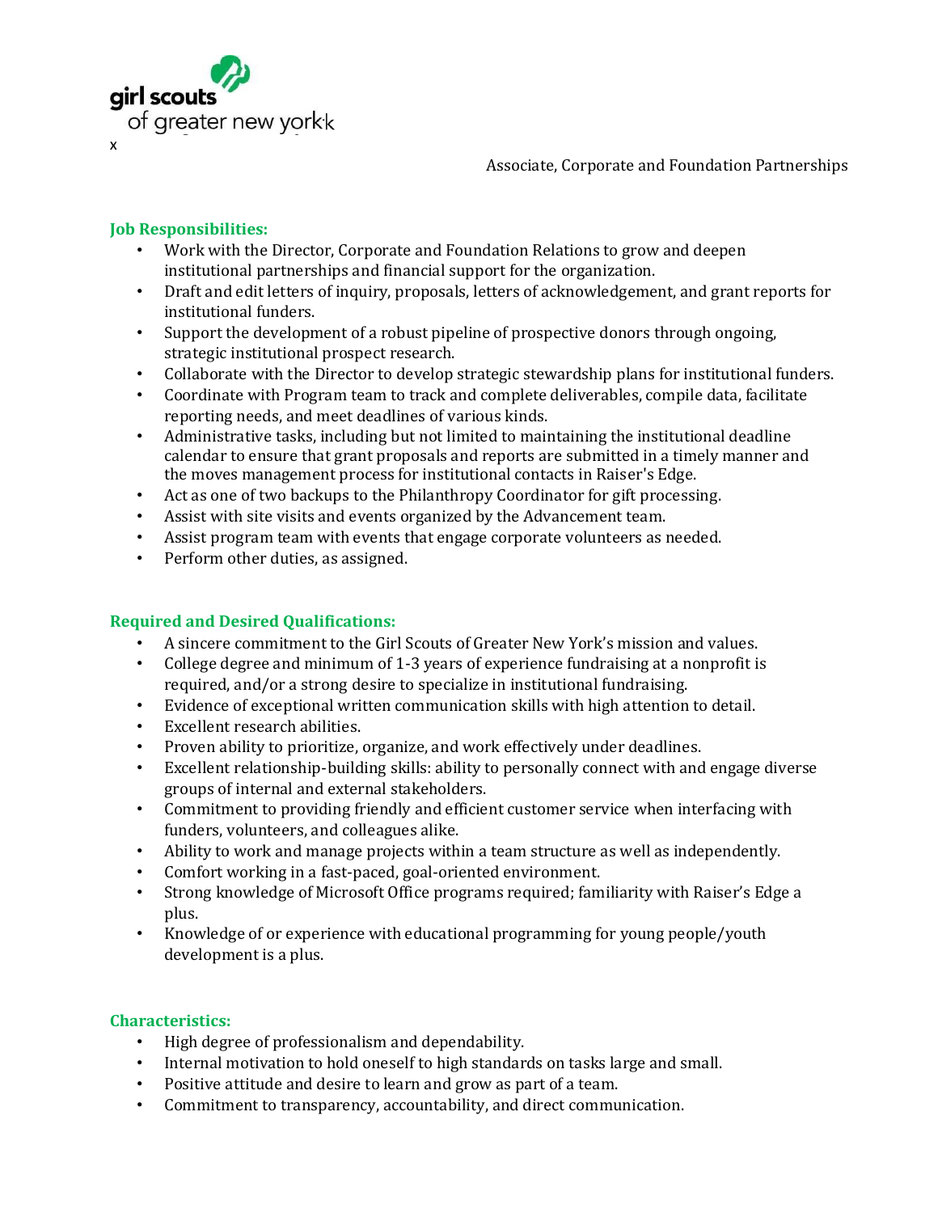x

Associate, Corporate and Foundation Partnerships

## Job Responsibilities:

- Work with the Director, Corporate and Foundation Relations to grow and deepen institutional partnerships and financial support for the organization.
- Draft and edit letters of inquiry, proposals, letters of acknowledgement, and grant reports for institutional funders.
- Support the development of a robust pipeline of prospective donors through ongoing, strategic institutional prospect research.
- Collaborate with the Director to develop strategic stewardship plans for institutional funders.
- Coordinate with Program team to track and complete deliverables, compile data, facilitate reporting needs, and meet deadlines of various kinds.
- Administrative tasks, including but not limited to maintaining the institutional deadline calendar to ensure that grant proposals and reports are submitted in a timely manner and the moves management process for institutional contacts in Raiser's Edge.
- Act as one of two backups to the Philanthropy Coordinator for gift processing.
- Assist with site visits and events organized by the Advancement team.
- Assist program team with events that engage corporate volunteers as needed.
- Perform other duties, as assigned.

## Required and Desired Qualifications:

- A sincere commitment to the Girl Scouts of Greater New York's mission and values.
- College degree and minimum of 1-3 years of experience fundraising at a nonprofit is required, and/or a strong desire to specialize in institutional fundraising.
- Evidence of exceptional written communication skills with high attention to detail.
- Excellent research abilities.
- Proven ability to prioritize, organize, and work effectively under deadlines.
- Excellent relationship-building skills: ability to personally connect with and engage diverse groups of internal and external stakeholders.
- Commitment to providing friendly and efficient customer service when interfacing with funders, volunteers, and colleagues alike.
- Ability to work and manage projects within a team structure as well as independently.
- Comfort working in a fast-paced, goal-oriented environment.
- Strong knowledge of Microsoft Office programs required; familiarity with Raiser's Edge a plus.
- Knowledge of or experience with educational programming for young people/youth development is a plus.

## Characteristics:

- High degree of professionalism and dependability.
- Internal motivation to hold oneself to high standards on tasks large and small.
- Positive attitude and desire to learn and grow as part of a team.
- Commitment to transparency, accountability, and direct communication.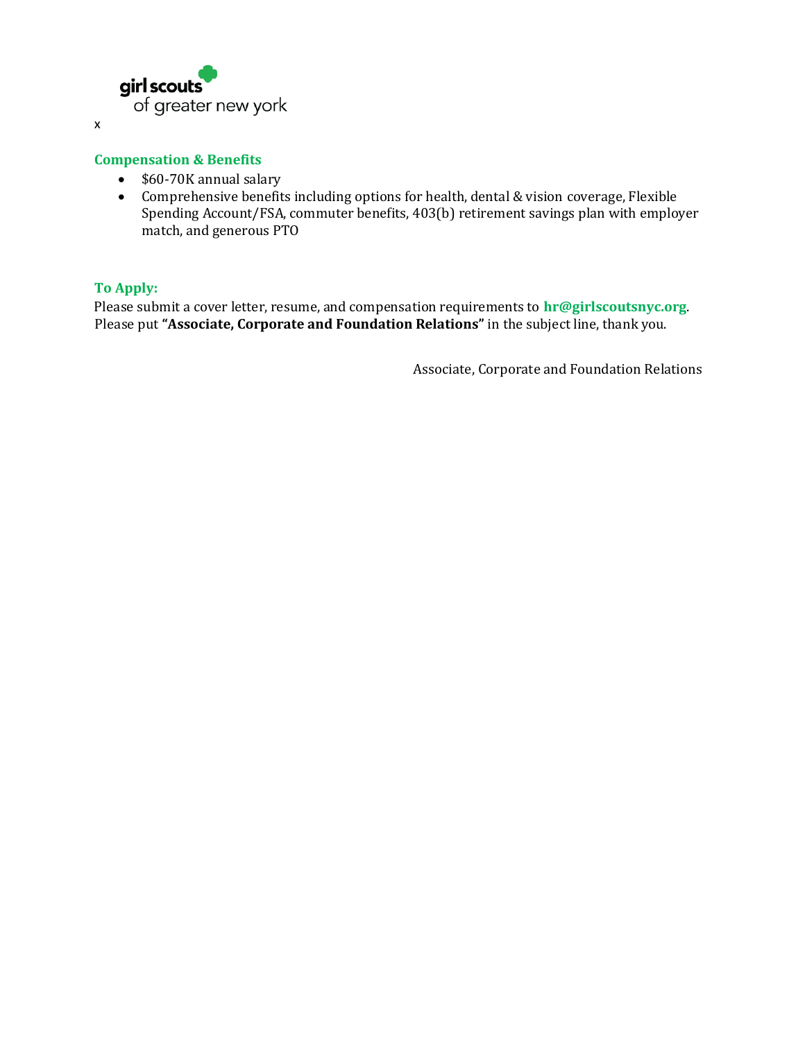x

## Compensation & Benefits

- $60-70K annual salary
- Comprehensive benefits including options for health, dental & vision coverage, Flexible Spending Account/FSA, commuter benefits, 403(b) retirement savings plan with employer match, and generous PTO

## To Apply:

Please submit a cover letter, resume, and compensation requirements to **hr@girlscoutsnyc.org**. Please put **"Associate, Corporate and Foundation Relations"** in the subject line, thank you.